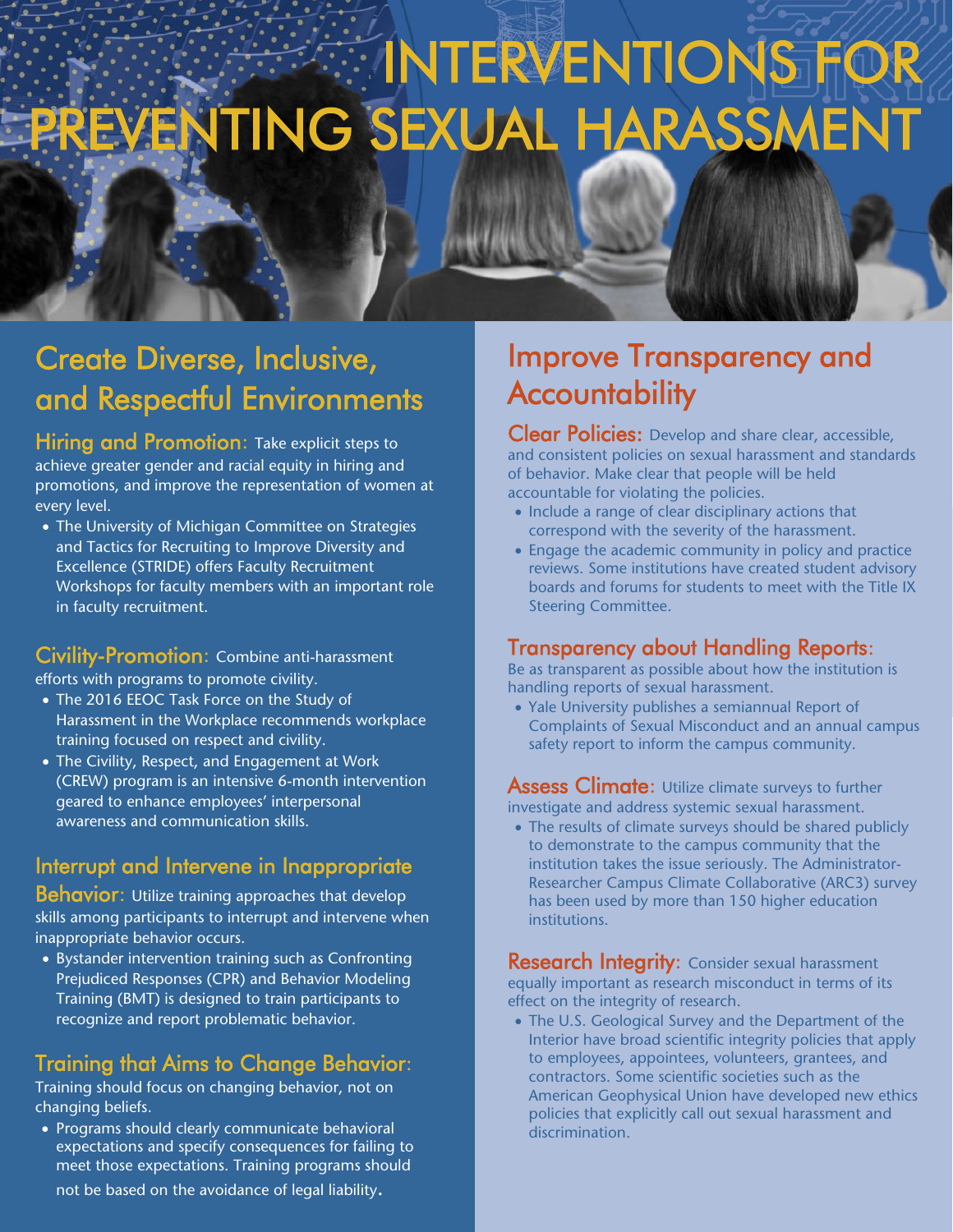# INTERVENTIONS FOR PREVENTING SEXUAL HARASSMENT

## Create Diverse, Inclusive, and Respectful Environments

**Hiring and Promotion:** Take explicit steps to achieve greater gender and racial equity in hiring and promotions, and improve the representation of women at every level.

- The University of Michigan Committee on Strategies and Tactics for Recruiting to Improve Diversity and Excellence (STRIDE) offers Faculty Recruitment Workshops for faculty members with an important role in faculty recruitment.

**Civility-Promotion:** Combine anti-harassment efforts with programs to promote civility.

- The 2016 EEOC Task Force on the Study of Harassment in the Workplace recommends workplace training focused on respect and civility.
- The Civility, Respect, and Engagement at Work (CREW) program is an intensive 6-month intervention geared to enhance employees' interpersonal awareness and communication skills.

**Interrupt and Intervene in Inappropriate Behavior:** Utilize training approaches that develop skills among participants to interrupt and intervene when inappropriate behavior occurs.

- Bystander intervention training such as Confronting Prejudiced Responses (CPR) and Behavior Modeling Training (BMT) is designed to train participants to recognize and report problematic behavior.

**Training that Aims to Change Behavior:** Training should focus on changing behavior, not on changing beliefs.

- Programs should clearly communicate behavioral expectations and specify consequences for failing to meet those expectations. Training programs should not be based on the avoidance of legal liability.

## Improve Transparency and Accountability

**Clear Policies:** Develop and share clear, accessible, and consistent policies on sexual harassment and standards of behavior. Make clear that people will be held accountable for violating the policies.

- Include a range of clear disciplinary actions that correspond with the severity of the harassment.
- Engage the academic community in policy and practice reviews. Some institutions have created student advisory boards and forums for students to meet with the Title IX Steering Committee.

**Transparency about Handling Reports:** Be as transparent as possible about how the institution is handling reports of sexual harassment.

- Yale University publishes a semiannual Report of Complaints of Sexual Misconduct and an annual campus safety report to inform the campus community.

**Assess Climate:** Utilize climate surveys to further investigate and address systemic sexual harassment.

- The results of climate surveys should be shared publicly to demonstrate to the campus community that the institution takes the issue seriously. The Administrator-Researcher Campus Climate Collaborative (ARC3) survey has been used by more than 150 higher education institutions.

**Research Integrity:** Consider sexual harassment equally important as research misconduct in terms of its effect on the integrity of research.

- The U.S. Geological Survey and the Department of the Interior have broad scientific integrity policies that apply to employees, appointees, volunteers, grantees, and contractors. Some scientific societies such as the American Geophysical Union have developed new ethics policies that explicitly call out sexual harassment and discrimination.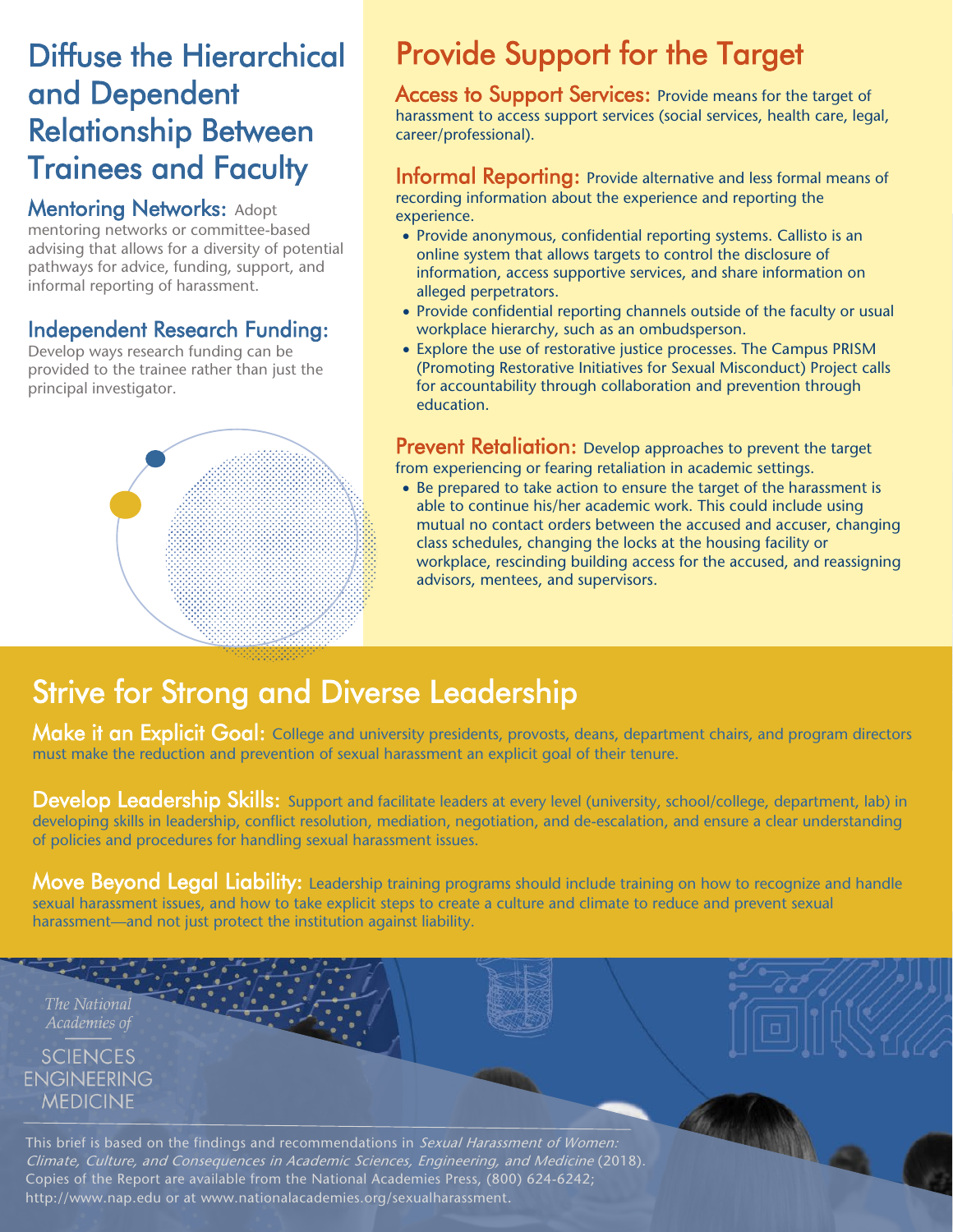## Diffuse the Hierarchical and Dependent Relationship Between Trainees and Faculty

### Mentoring Networks:
Adopt mentoring networks or committee-based advising that allows for a diversity of potential pathways for advice, funding, support, and informal reporting of harassment.

### Independent Research Funding:
Develop ways research funding can be provided to the trainee rather than just the principal investigator.

## Provide Support for the Target

**Access to Support Services:** Provide means for the target of harassment to access support services (social services, health care, legal, career/professional).

**Informal Reporting:** Provide alternative and less formal means of recording information about the experience and reporting the experience.

- Provide anonymous, confidential reporting systems. Callisto is an online system that allows targets to control the disclosure of information, access supportive services, and share information on alleged perpetrators.
- Provide confidential reporting channels outside of the faculty or usual workplace hierarchy, such as an ombudsperson.
- Explore the use of restorative justice processes. The Campus PRISM (Promoting Restorative Initiatives for Sexual Misconduct) Project calls for accountability through collaboration and prevention through education.

**Prevent Retaliation:** Develop approaches to prevent the target from experiencing or fearing retaliation in academic settings.

- Be prepared to take action to ensure the target of the harassment is able to continue his/her academic work. This could include using mutual no contact orders between the accused and accuser, changing class schedules, changing the locks at the housing facility or workplace, rescinding building access for the accused, and reassigning advisors, mentees, and supervisors.

## Strive for Strong and Diverse Leadership

**Make it an Explicit Goal:** College and university presidents, provosts, deans, department chairs, and program directors must make the reduction and prevention of sexual harassment an explicit goal of their tenure.

**Develop Leadership Skills:** Support and facilitate leaders at every level (university, school/college, department, lab) in developing skills in leadership, conflict resolution, mediation, negotiation, and de-escalation, and ensure a clear understanding of policies and procedures for handling sexual harassment issues.

**Move Beyond Legal Liability:** Leadership training programs should include training on how to recognize and handle sexual harassment issues, and how to take explicit steps to create a culture and climate to reduce and prevent sexual harassment—and not just protect the institution against liability.

The National Academies of SCIENCES ENGINEERING MEDICINE

This brief is based on the findings and recommendations in *Sexual Harassment of Women: Climate, Culture, and Consequences in Academic Sciences, Engineering, and Medicine* (2018). Copies of the Report are available from the National Academies Press, (800) 624-6242; http://www.nap.edu or at www.nationalacademies.org/sexualharassment.